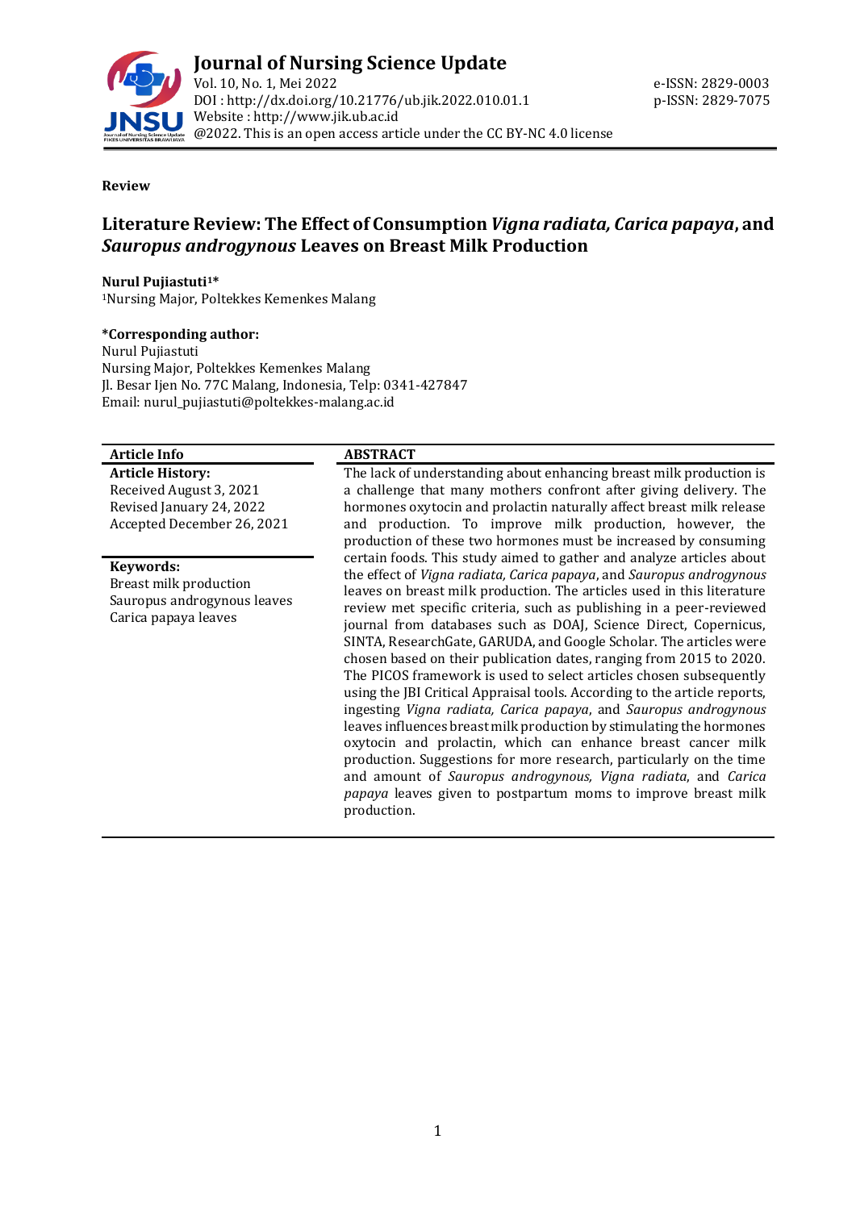**Review**

# Literature Review: The Effect of Consumption *Vigna radiata, Carica papaya*, and *Sauropus androgynous* Leaves on Breast Milk Production

**Nurul Pujiastuti[1]***
[1]Nursing Major, Poltekkes Kemenkes Malang

**\*Corresponding author:**
Nurul Pujiastuti
Nursing Major, Poltekkes Kemenkes Malang
Jl. Besar Ijen No. 77C Malang, Indonesia, Telp: 0341-427847
Email: nurul_pujiastuti@poltekkes-malang.ac.id

**Article Info**

**Article History:**
Received August 3, 2021
Revised January 24, 2022
Accepted December 26, 2021

**Keywords:**
Breast milk production
Sauropus androgynous leaves
Carica papaya leaves

**ABSTRACT**

The lack of understanding about enhancing breast milk production is a challenge that many mothers confront after giving delivery. The hormones oxytocin and prolactin naturally affect breast milk release and production. To improve milk production, however, the production of these two hormones must be increased by consuming certain foods. This study aimed to gather and analyze articles about the effect of *Vigna radiata, Carica papaya*, and *Sauropus androgynous* leaves on breast milk production. The articles used in this literature review met specific criteria, such as publishing in a peer-reviewed journal from databases such as DOAJ, Science Direct, Copernicus, SINTA, ResearchGate, GARUDA, and Google Scholar. The articles were chosen based on their publication dates, ranging from 2015 to 2020. The PICOS framework is used to select articles chosen subsequently using the JBI Critical Appraisal tools. According to the article reports, ingesting *Vigna radiata, Carica papaya*, and *Sauropus androgynous* leaves influences breast milk production by stimulating the hormones oxytocin and prolactin, which can enhance breast cancer milk production. Suggestions for more research, particularly on the time and amount of *Sauropus androgynous, Vigna radiata*, and *Carica papaya* leaves given to postpartum moms to improve breast milk production.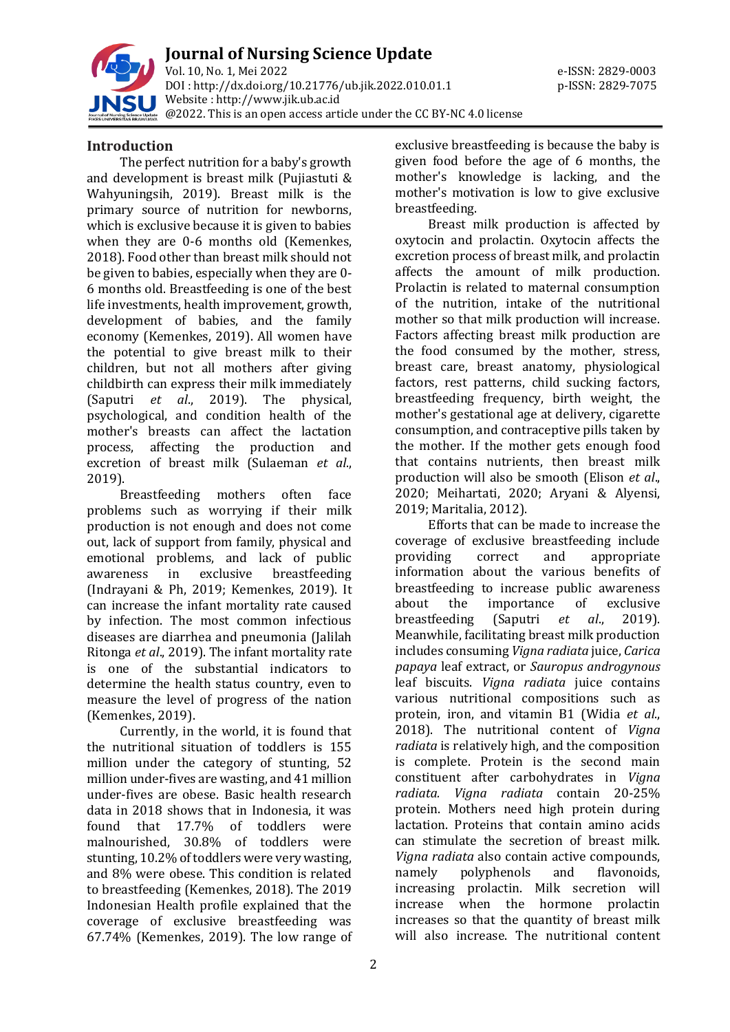## Introduction

The perfect nutrition for a baby's growth and development is breast milk (Pujiastuti & Wahyuningsih, 2019). Breast milk is the primary source of nutrition for newborns, which is exclusive because it is given to babies when they are 0-6 months old (Kemenkes, 2018). Food other than breast milk should not be given to babies, especially when they are 0-6 months old. Breastfeeding is one of the best life investments, health improvement, growth, development of babies, and the family economy (Kemenkes, 2019). All women have the potential to give breast milk to their children, but not all mothers after giving childbirth can express their milk immediately (Saputri *et al*., 2019). The physical, psychological, and condition health of the mother's breasts can affect the lactation process, affecting the production and excretion of breast milk (Sulaeman *et al*., 2019).

Breastfeeding mothers often face problems such as worrying if their milk production is not enough and does not come out, lack of support from family, physical and emotional problems, and lack of public awareness in exclusive breastfeeding (Indrayani & Ph, 2019; Kemenkes, 2019). It can increase the infant mortality rate caused by infection. The most common infectious diseases are diarrhea and pneumonia (Jalilah Ritonga *et al*., 2019). The infant mortality rate is one of the substantial indicators to determine the health status country, even to measure the level of progress of the nation (Kemenkes, 2019).

Currently, in the world, it is found that the nutritional situation of toddlers is 155 million under the category of stunting, 52 million under-fives are wasting, and 41 million under-fives are obese. Basic health research data in 2018 shows that in Indonesia, it was found that 17.7% of toddlers were malnourished, 30.8% of toddlers were stunting, 10.2% of toddlers were very wasting, and 8% were obese. This condition is related to breastfeeding (Kemenkes, 2018). The 2019 Indonesian Health profile explained that the coverage of exclusive breastfeeding was 67.74% (Kemenkes, 2019). The low range of exclusive breastfeeding is because the baby is given food before the age of 6 months, the mother's knowledge is lacking, and the mother's motivation is low to give exclusive breastfeeding.

Breast milk production is affected by oxytocin and prolactin. Oxytocin affects the excretion process of breast milk, and prolactin affects the amount of milk production. Prolactin is related to maternal consumption of the nutrition, intake of the nutritional mother so that milk production will increase. Factors affecting breast milk production are the food consumed by the mother, stress, breast care, breast anatomy, physiological factors, rest patterns, child sucking factors, breastfeeding frequency, birth weight, the mother's gestational age at delivery, cigarette consumption, and contraceptive pills taken by the mother. If the mother gets enough food that contains nutrients, then breast milk production will also be smooth (Elison *et al*., 2020; Meihartati, 2020; Aryani & Alyensi, 2019; Maritalia, 2012).

Efforts that can be made to increase the coverage of exclusive breastfeeding include providing correct and appropriate information about the various benefits of breastfeeding to increase public awareness about the importance of exclusive breastfeeding (Saputri *et al*., 2019). Meanwhile, facilitating breast milk production includes consuming *Vigna radiata* juice, *Carica papaya* leaf extract, or *Sauropus androgynous* leaf biscuits. *Vigna radiata* juice contains various nutritional compositions such as protein, iron, and vitamin B1 (Widia *et al*., 2018). The nutritional content of *Vigna radiata* is relatively high, and the composition is complete. Protein is the second main constituent after carbohydrates in *Vigna radiata*. *Vigna radiata* contain 20-25% protein. Mothers need high protein during lactation. Proteins that contain amino acids can stimulate the secretion of breast milk. *Vigna radiata* also contain active compounds, namely polyphenols and flavonoids, increasing prolactin. Milk secretion will increase when the hormone prolactin increases so that the quantity of breast milk will also increase. The nutritional content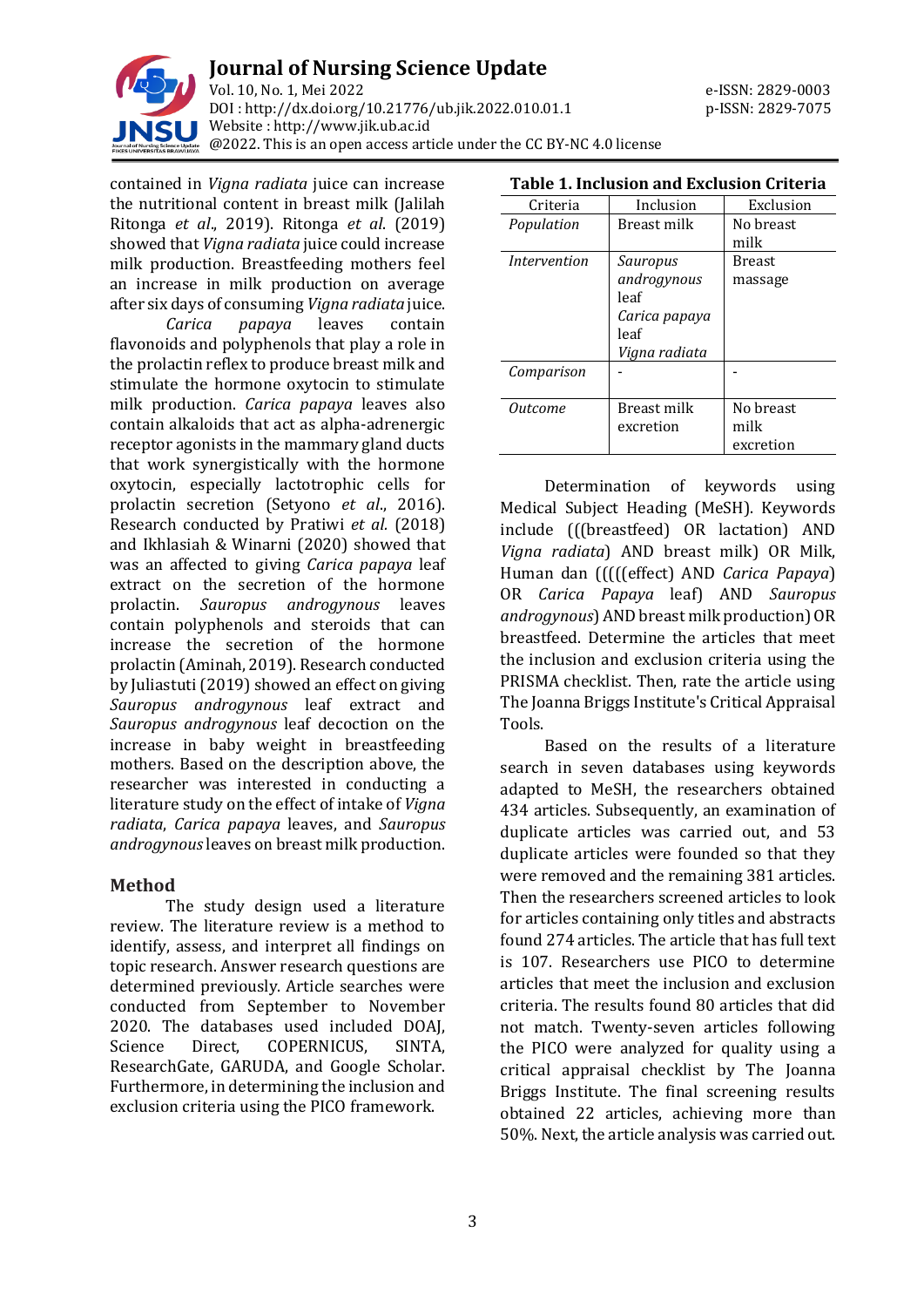contained in *Vigna radiata* juice can increase the nutritional content in breast milk (Jalilah Ritonga *et al*., 2019). Ritonga *et al*. (2019) showed that *Vigna radiata* juice could increase milk production. Breastfeeding mothers feel an increase in milk production on average after six days of consuming *Vigna radiata* juice.

*Carica papaya* leaves contain flavonoids and polyphenols that play a role in the prolactin reflex to produce breast milk and stimulate the hormone oxytocin to stimulate milk production. *Carica papaya* leaves also contain alkaloids that act as alpha-adrenergic receptor agonists in the mammary gland ducts that work synergistically with the hormone oxytocin, especially lactotrophic cells for prolactin secretion (Setyono *et al*., 2016). Research conducted by Pratiwi *et al.* (2018) and Ikhlasiah & Winarni (2020) showed that was an affected to giving *Carica papaya* leaf extract on the secretion of the hormone prolactin. *Sauropus androgynous* leaves contain polyphenols and steroids that can increase the secretion of the hormone prolactin (Aminah, 2019). Research conducted by Juliastuti (2019) showed an effect on giving *Sauropus androgynous* leaf extract and *Sauropus androgynous* leaf decoction on the increase in baby weight in breastfeeding mothers. Based on the description above, the researcher was interested in conducting a literature study on the effect of intake of *Vigna radiata*, *Carica papaya* leaves, and *Sauropus androgynous* leaves on breast milk production.

## Method

The study design used a literature review. The literature review is a method to identify, assess, and interpret all findings on topic research. Answer research questions are determined previously. Article searches were conducted from September to November 2020. The databases used included DOAJ, Science Direct, COPERNICUS, SINTA, ResearchGate, GARUDA, and Google Scholar. Furthermore, in determining the inclusion and exclusion criteria using the PICO framework.

**Table 1. Inclusion and Exclusion Criteria**

| Criteria | Inclusion | Exclusion |
|---|---|---|
| *Population* | Breast milk | No breast milk |
| *Intervention* | *Sauropus androgynous* leaf<br>*Carica papaya* leaf<br>*Vigna radiata* | Breast massage |
| *Comparison* | - | - |
| *Outcome* | Breast milk excretion | No breast milk excretion |

Determination of keywords using Medical Subject Heading (MeSH). Keywords include (((breastfeed) OR lactation) AND *Vigna radiata*) AND breast milk) OR Milk, Human dan (((((effect) AND *Carica Papaya*) OR *Carica Papaya* leaf) AND *Sauropus androgynous*) AND breast milk production) OR breastfeed. Determine the articles that meet the inclusion and exclusion criteria using the PRISMA checklist. Then, rate the article using The Joanna Briggs Institute's Critical Appraisal Tools.

Based on the results of a literature search in seven databases using keywords adapted to MeSH, the researchers obtained 434 articles. Subsequently, an examination of duplicate articles was carried out, and 53 duplicate articles were founded so that they were removed and the remaining 381 articles. Then the researchers screened articles to look for articles containing only titles and abstracts found 274 articles. The article that has full text is 107. Researchers use PICO to determine articles that meet the inclusion and exclusion criteria. The results found 80 articles that did not match. Twenty-seven articles following the PICO were analyzed for quality using a critical appraisal checklist by The Joanna Briggs Institute. The final screening results obtained 22 articles, achieving more than 50%. Next, the article analysis was carried out.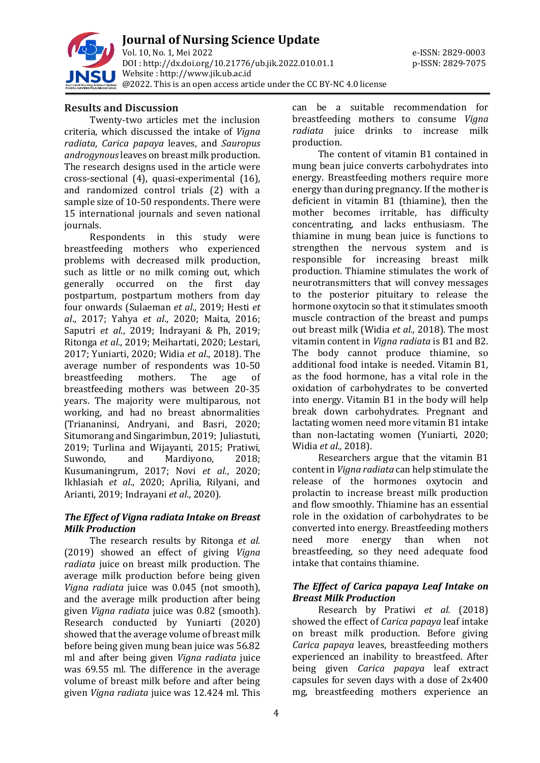## Results and Discussion

Twenty-two articles met the inclusion criteria, which discussed the intake of *Vigna radiata*, *Carica papaya* leaves, and *Sauropus androgynous* leaves on breast milk production. The research designs used in the article were cross-sectional (4), quasi-experimental (16), and randomized control trials (2) with a sample size of 10-50 respondents. There were 15 international journals and seven national journals.

Respondents in this study were breastfeeding mothers who experienced problems with decreased milk production, such as little or no milk coming out, which generally occurred on the first day postpartum, postpartum mothers from day four onwards (Sulaeman *et al*., 2019; Hesti *et al*., 2017; Yahya *et al*., 2020; Maita, 2016; Saputri *et al*., 2019; Indrayani & Ph, 2019; Ritonga *et al*., 2019; Meihartati, 2020; Lestari, 2017; Yuniarti, 2020; Widia *et al*., 2018). The average number of respondents was 10-50 breastfeeding mothers. The age of breastfeeding mothers was between 20-35 years. The majority were multiparous, not working, and had no breast abnormalities (Triananinsi, Andryani, and Basri, 2020; Situmorang and Singarimbun, 2019; Juliastuti, 2019; Turlina and Wijayanti, 2015; Pratiwi, Suwondo, and Mardiyono, 2018; Kusumaningrum, 2017; Novi *et al*., 2020; Ikhlasiah *et al*., 2020; Aprilia, Rilyani, and Arianti, 2019; Indrayani *et al*., 2020).

### *The Effect of Vigna radiata Intake on Breast Milk Production*

The research results by Ritonga *et al.* (2019) showed an effect of giving *Vigna radiata* juice on breast milk production. The average milk production before being given *Vigna radiata* juice was 0.045 (not smooth), and the average milk production after being given *Vigna radiata* juice was 0.82 (smooth). Research conducted by Yuniarti (2020) showed that the average volume of breast milk before being given mung bean juice was 56.82 ml and after being given *Vigna radiata* juice was 69.55 ml. The difference in the average volume of breast milk before and after being given *Vigna radiata* juice was 12.424 ml. This can be a suitable recommendation for breastfeeding mothers to consume *Vigna radiata* juice drinks to increase milk production.

The content of vitamin B1 contained in mung bean juice converts carbohydrates into energy. Breastfeeding mothers require more energy than during pregnancy. If the mother is deficient in vitamin B1 (thiamine), then the mother becomes irritable, has difficulty concentrating, and lacks enthusiasm. The thiamine in mung bean juice is functions to strengthen the nervous system and is responsible for increasing breast milk production. Thiamine stimulates the work of neurotransmitters that will convey messages to the posterior pituitary to release the hormone oxytocin so that it stimulates smooth muscle contraction of the breast and pumps out breast milk (Widia *et al.,* 2018). The most vitamin content in *Vigna radiata* is B1 and B2. The body cannot produce thiamine, so additional food intake is needed. Vitamin B1, as the food hormone, has a vital role in the oxidation of carbohydrates to be converted into energy. Vitamin B1 in the body will help break down carbohydrates. Pregnant and lactating women need more vitamin B1 intake than non-lactating women (Yuniarti, 2020; Widia *et al.,* 2018).

Researchers argue that the vitamin B1 content in *Vigna radiata* can help stimulate the release of the hormones oxytocin and prolactin to increase breast milk production and flow smoothly. Thiamine has an essential role in the oxidation of carbohydrates to be converted into energy. Breastfeeding mothers need more energy than when not breastfeeding, so they need adequate food intake that contains thiamine.

### *The Effect of Carica papaya Leaf Intake on Breast Milk Production*

Research by Pratiwi *et al.* (2018) showed the effect of *Carica papaya* leaf intake on breast milk production. Before giving *Carica papaya* leaves, breastfeeding mothers experienced an inability to breastfeed. After being given *Carica papaya* leaf extract capsules for seven days with a dose of 2x400 mg, breastfeeding mothers experience an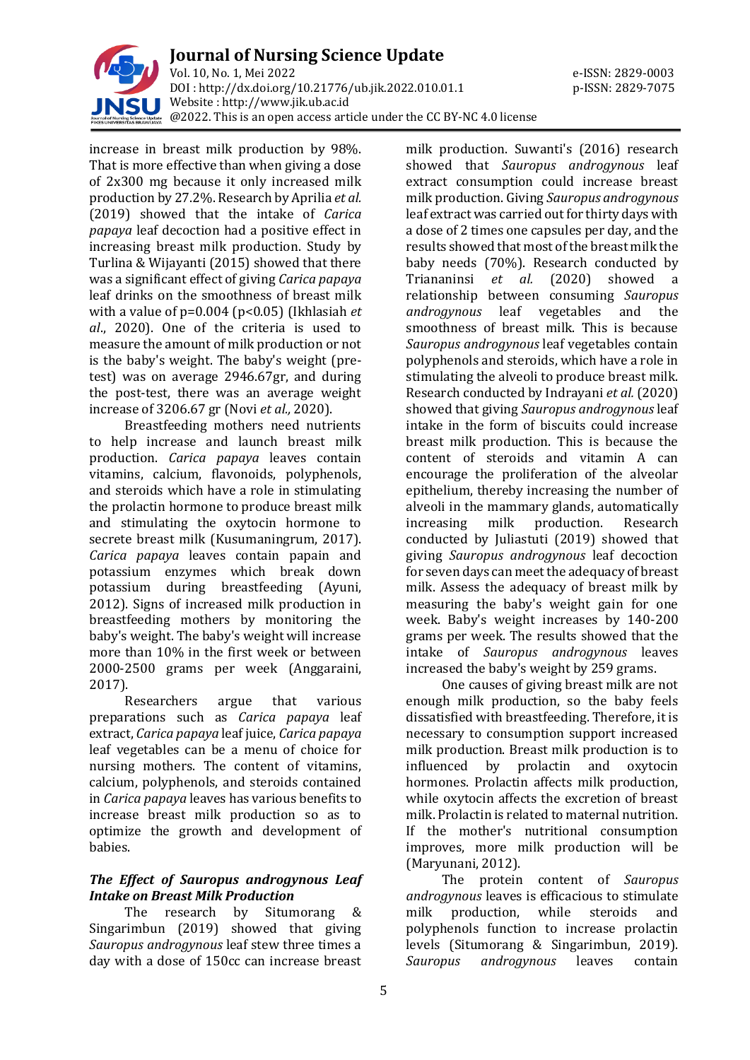increase in breast milk production by 98%. That is more effective than when giving a dose of 2x300 mg because it only increased milk production by 27.2%. Research by Aprilia *et al.* (2019) showed that the intake of *Carica papaya* leaf decoction had a positive effect in increasing breast milk production. Study by Turlina & Wijayanti (2015) showed that there was a significant effect of giving *Carica papaya* leaf drinks on the smoothness of breast milk with a value of p=0.004 (p<0.05) (Ikhlasiah *et al*., 2020). One of the criteria is used to measure the amount of milk production or not is the baby's weight. The baby's weight (pre-test) was on average 2946.67gr, and during the post-test, there was an average weight increase of 3206.67 gr (Novi *et al.,* 2020).

Breastfeeding mothers need nutrients to help increase and launch breast milk production. *Carica papaya* leaves contain vitamins, calcium, flavonoids, polyphenols, and steroids which have a role in stimulating the prolactin hormone to produce breast milk and stimulating the oxytocin hormone to secrete breast milk (Kusumaningrum, 2017). *Carica papaya* leaves contain papain and potassium enzymes which break down potassium during breastfeeding (Ayuni, 2012). Signs of increased milk production in breastfeeding mothers by monitoring the baby's weight. The baby's weight will increase more than 10% in the first week or between 2000-2500 grams per week (Anggaraini, 2017).

Researchers argue that various preparations such as *Carica papaya* leaf extract, *Carica papaya* leaf juice, *Carica papaya* leaf vegetables can be a menu of choice for nursing mothers. The content of vitamins, calcium, polyphenols, and steroids contained in *Carica papaya* leaves has various benefits to increase breast milk production so as to optimize the growth and development of babies.

### *The Effect of Sauropus androgynous Leaf Intake on Breast Milk Production*

The research by Situmorang & Singarimbun (2019) showed that giving *Sauropus androgynous* leaf stew three times a day with a dose of 150cc can increase breast milk production. Suwanti's (2016) research showed that *Sauropus androgynous* leaf extract consumption could increase breast milk production. Giving *Sauropus androgynous* leaf extract was carried out for thirty days with a dose of 2 times one capsules per day, and the results showed that most of the breast milk the baby needs (70%). Research conducted by Triananinsi *et al.* (2020) showed a relationship between consuming *Sauropus androgynous* leaf vegetables and the smoothness of breast milk. This is because *Sauropus androgynous* leaf vegetables contain polyphenols and steroids, which have a role in stimulating the alveoli to produce breast milk. Research conducted by Indrayani *et al.* (2020) showed that giving *Sauropus androgynous* leaf intake in the form of biscuits could increase breast milk production. This is because the content of steroids and vitamin A can encourage the proliferation of the alveolar epithelium, thereby increasing the number of alveoli in the mammary glands, automatically increasing milk production. Research conducted by Juliastuti (2019) showed that giving *Sauropus androgynous* leaf decoction for seven days can meet the adequacy of breast milk. Assess the adequacy of breast milk by measuring the baby's weight gain for one week. Baby's weight increases by 140-200 grams per week. The results showed that the intake of *Sauropus androgynous* leaves increased the baby's weight by 259 grams.

One causes of giving breast milk are not enough milk production, so the baby feels dissatisfied with breastfeeding. Therefore, it is necessary to consumption support increased milk production. Breast milk production is to influenced by prolactin and oxytocin hormones. Prolactin affects milk production, while oxytocin affects the excretion of breast milk. Prolactin is related to maternal nutrition. If the mother's nutritional consumption improves, more milk production will be (Maryunani, 2012).

The protein content of *Sauropus androgynous* leaves is efficacious to stimulate milk production, while steroids and polyphenols function to increase prolactin levels (Situmorang & Singarimbun, 2019). *Sauropus androgynous* leaves contain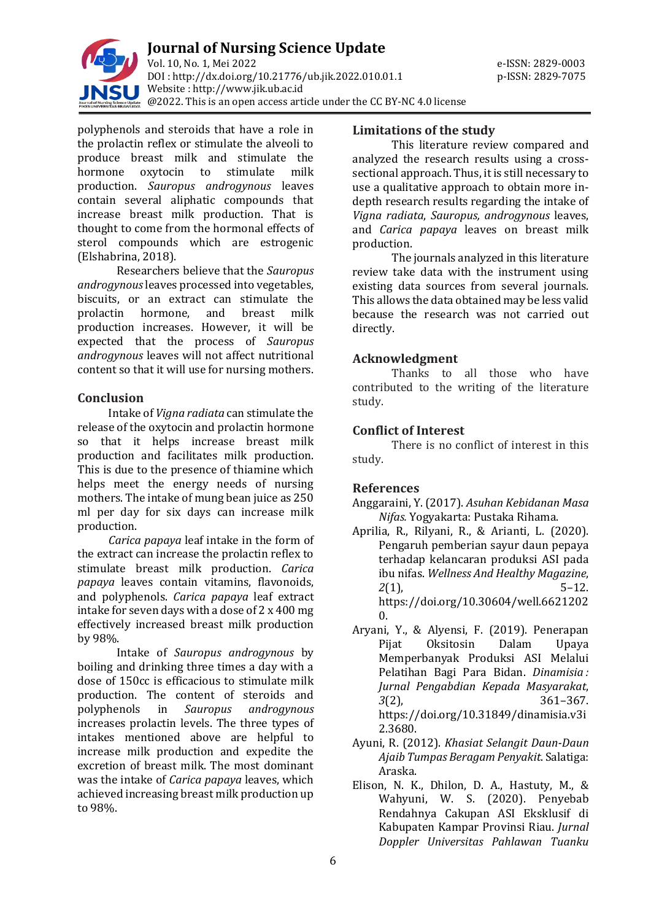polyphenols and steroids that have a role in the prolactin reflex or stimulate the alveoli to produce breast milk and stimulate the hormone oxytocin to stimulate milk production. *Sauropus androgynous* leaves contain several aliphatic compounds that increase breast milk production. That is thought to come from the hormonal effects of sterol compounds which are estrogenic (Elshabrina, 2018).

Researchers believe that the *Sauropus androgynous* leaves processed into vegetables, biscuits, or an extract can stimulate the prolactin hormone, and breast milk production increases. However, it will be expected that the process of *Sauropus androgynous* leaves will not affect nutritional content so that it will use for nursing mothers.

## Conclusion

Intake of *Vigna radiata* can stimulate the release of the oxytocin and prolactin hormone so that it helps increase breast milk production and facilitates milk production. This is due to the presence of thiamine which helps meet the energy needs of nursing mothers. The intake of mung bean juice as 250 ml per day for six days can increase milk production.

*Carica papaya* leaf intake in the form of the extract can increase the prolactin reflex to stimulate breast milk production. *Carica papaya* leaves contain vitamins, flavonoids, and polyphenols. *Carica papaya* leaf extract intake for seven days with a dose of 2 x 400 mg effectively increased breast milk production by 98%.

Intake of *Sauropus androgynous* by boiling and drinking three times a day with a dose of 150cc is efficacious to stimulate milk production. The content of steroids and polyphenols in *Sauropus androgynous* increases prolactin levels. The three types of intakes mentioned above are helpful to increase milk production and expedite the excretion of breast milk. The most dominant was the intake of *Carica papaya* leaves, which achieved increasing breast milk production up to 98%.

## Limitations of the study

This literature review compared and analyzed the research results using a cross-sectional approach. Thus, it is still necessary to use a qualitative approach to obtain more in-depth research results regarding the intake of *Vigna radiata*, *Sauropus, androgynous* leaves, and *Carica papaya* leaves on breast milk production.

The journals analyzed in this literature review take data with the instrument using existing data sources from several journals. This allows the data obtained may be less valid because the research was not carried out directly.

## Acknowledgment

Thanks to all those who have contributed to the writing of the literature study.

## Conflict of Interest

There is no conflict of interest in this study.

## References

Anggaraini, Y. (2017). *Asuhan Kebidanan Masa Nifas.* Yogyakarta: Pustaka Rihama.

Aprilia, R., Rilyani, R., & Arianti, L. (2020). Pengaruh pemberian sayur daun pepaya terhadap kelancaran produksi ASI pada ibu nifas. *Wellness And Healthy Magazine*, *2*(1), 5–12. https://doi.org/10.30604/well.66212020.

Aryani, Y., & Alyensi, F. (2019). Penerapan Pijat Oksitosin Dalam Upaya Memperbanyak Produksi ASI Melalui Pelatihan Bagi Para Bidan. *Dinamisia : Jurnal Pengabdian Kepada Masyarakat*, *3*(2), 361–367. https://doi.org/10.31849/dinamisia.v3i2.3680.

Ayuni, R. (2012). *Khasiat Selangit Daun-Daun Ajaib Tumpas Beragam Penyakit.* Salatiga: Araska.

Elison, N. K., Dhilon, D. A., Hastuty, M., & Wahyuni, W. S. (2020). Penyebab Rendahnya Cakupan ASI Eksklusif di Kabupaten Kampar Provinsi Riau. *Jurnal Doppler Universitas Pahlawan Tuanku*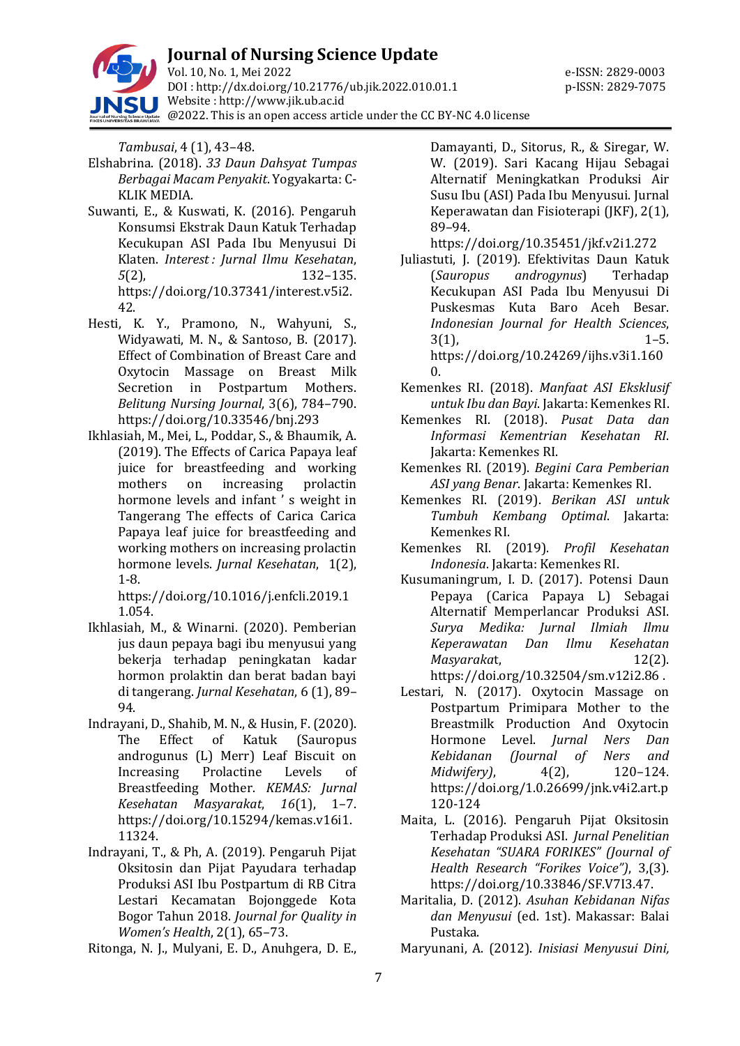*Tambusai*, 4 (1), 43–48.

Elshabrina. (2018). *33 Daun Dahsyat Tumpas Berbagai Macam Penyakit*. Yogyakarta: C-KLIK MEDIA.

Suwanti, E., & Kuswati, K. (2016). Pengaruh Konsumsi Ekstrak Daun Katuk Terhadap Kecukupan ASI Pada Ibu Menyusui Di Klaten. *Interest : Jurnal Ilmu Kesehatan*, *5*(2), 132–135. https://doi.org/10.37341/interest.v5i2.42.

Hesti, K. Y., Pramono, N., Wahyuni, S., Widyawati, M. N., & Santoso, B. (2017). Effect of Combination of Breast Care and Oxytocin Massage on Breast Milk Secretion in Postpartum Mothers. *Belitung Nursing Journal*, 3(6), 784–790. https://doi.org/10.33546/bnj.293

Ikhlasiah, M., Mei, L., Poddar, S., & Bhaumik, A. (2019). The Effects of Carica Papaya leaf juice for breastfeeding and working mothers on increasing prolactin hormone levels and infant ' s weight in Tangerang The effects of Carica Carica Papaya leaf juice for breastfeeding and working mothers on increasing prolactin hormone levels. *Jurnal Kesehatan*, 1(2), 1-8. https://doi.org/10.1016/j.enfcli.2019.11.054.

Ikhlasiah, M., & Winarni. (2020). Pemberian jus daun pepaya bagi ibu menyusui yang bekerja terhadap peningkatan kadar hormon prolaktin dan berat badan bayi di tangerang. *Jurnal Kesehatan*, 6 (1), 89–94.

Indrayani, D., Shahib, M. N., & Husin, F. (2020). The Effect of Katuk (Sauropus androgunus (L) Merr) Leaf Biscuit on Increasing Prolactine Levels of Breastfeeding Mother. *KEMAS: Jurnal Kesehatan Masyarakat*, *16*(1), 1–7. https://doi.org/10.15294/kemas.v16i1.11324.

Indrayani, T., & Ph, A. (2019). Pengaruh Pijat Oksitosin dan Pijat Payudara terhadap Produksi ASI Ibu Postpartum di RB Citra Lestari Kecamatan Bojonggede Kota Bogor Tahun 2018. *Journal for Quality in Women's Health*, 2(1), 65–73.

Ritonga, N. J., Mulyani, E. D., Anuhgera, D. E., Damayanti, D., Sitorus, R., & Siregar, W. W. (2019). Sari Kacang Hijau Sebagai Alternatif Meningkatkan Produksi Air Susu Ibu (ASI) Pada Ibu Menyusui. Jurnal Keperawatan dan Fisioterapi (JKF), 2(1), 89–94. https://doi.org/10.35451/jkf.v2i1.272

Juliastuti, J. (2019). Efektivitas Daun Katuk (*Sauropus androgynus*) Terhadap Kecukupan ASI Pada Ibu Menyusui Di Puskesmas Kuta Baro Aceh Besar. *Indonesian Journal for Health Sciences*, 3(1), 1–5. https://doi.org/10.24269/ijhs.v3i1.1600.

Kemenkes RI. (2018). *Manfaat ASI Eksklusif untuk Ibu dan Bayi*. Jakarta: Kemenkes RI.

Kemenkes RI. (2018). *Pusat Data dan Informasi Kementrian Kesehatan RI*. Jakarta: Kemenkes RI.

Kemenkes RI. (2019). *Begini Cara Pemberian ASI yang Benar*. Jakarta: Kemenkes RI.

Kemenkes RI. (2019). *Berikan ASI untuk Tumbuh Kembang Optimal*. Jakarta: Kemenkes RI.

Kemenkes RI. (2019). *Profil Kesehatan Indonesia*. Jakarta: Kemenkes RI.

Kusumaningrum, I. D. (2017). Potensi Daun Pepaya (Carica Papaya L) Sebagai Alternatif Memperlancar Produksi ASI. *Surya Medika: Jurnal Ilmiah Ilmu Keperawatan Dan Ilmu Kesehatan Masyarakat*, 12(2). https://doi.org/10.32504/sm.v12i2.86 .

Lestari, N. (2017). Oxytocin Massage on Postpartum Primipara Mother to the Breastmilk Production And Oxytocin Hormone Level. *Jurnal Ners Dan Kebidanan (Journal of Ners and Midwifery)*, 4(2), 120–124. https://doi.org/1.0.26699/jnk.v4i2.art.p120-124

Maita, L. (2016). Pengaruh Pijat Oksitosin Terhadap Produksi ASI. *Jurnal Penelitian Kesehatan "SUARA FORIKES" (Journal of Health Research "Forikes Voice")*, 3,(3). https://doi.org/10.33846/SF.V7I3.47.

Maritalia, D. (2012). *Asuhan Kebidanan Nifas dan Menyusui* (ed. 1st). Makassar: Balai Pustaka.

Maryunani, A. (2012). *Inisiasi Menyusui Dini,*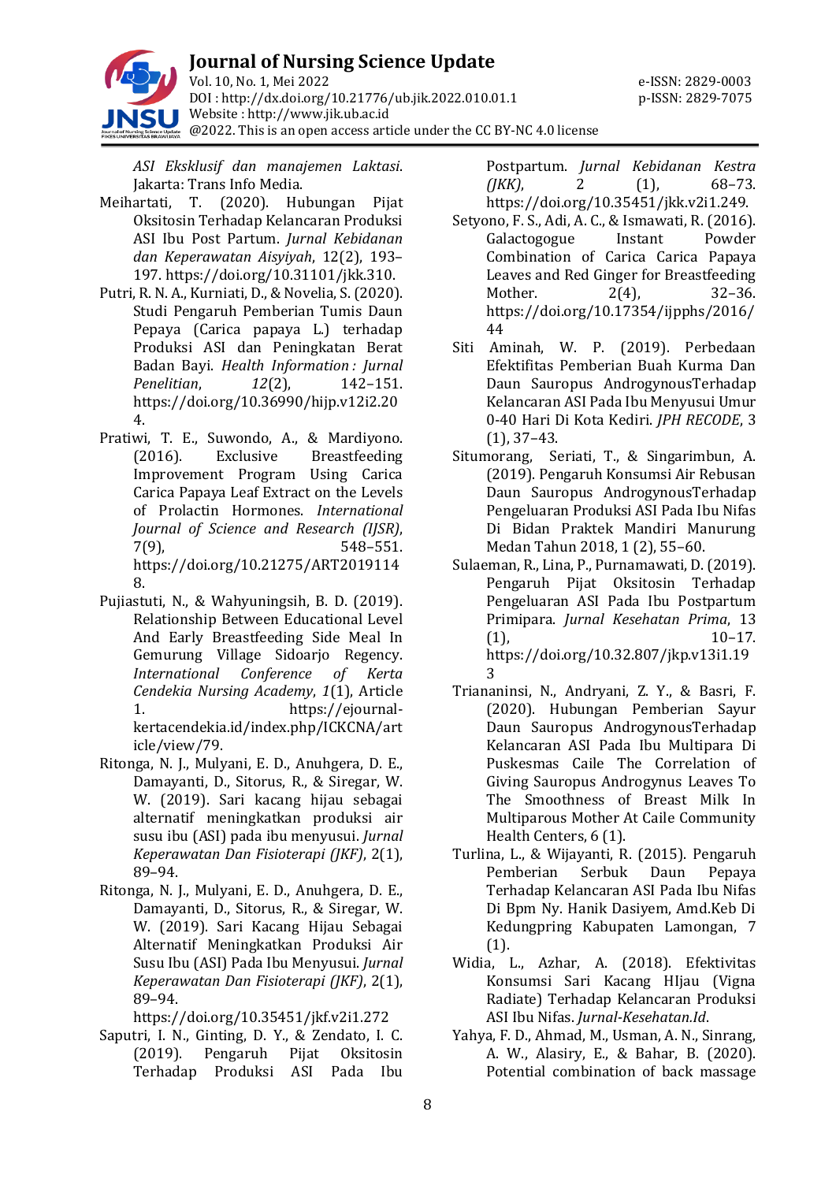*ASI Eksklusif dan manajemen Laktasi*. Jakarta: Trans Info Media.

Meihartati, T. (2020). Hubungan Pijat Oksitosin Terhadap Kelancaran Produksi ASI Ibu Post Partum. *Jurnal Kebidanan dan Keperawatan Aisyiyah*, 12(2), 193–197. https://doi.org/10.31101/jkk.310.

Putri, R. N. A., Kurniati, D., & Novelia, S. (2020). Studi Pengaruh Pemberian Tumis Daun Pepaya (Carica papaya L.) terhadap Produksi ASI dan Peningkatan Berat Badan Bayi. *Health Information : Jurnal Penelitian*, *12*(2), 142–151. https://doi.org/10.36990/hijp.v12i2.204.

Pratiwi, T. E., Suwondo, A., & Mardiyono. (2016). Exclusive Breastfeeding Improvement Program Using Carica Carica Papaya Leaf Extract on the Levels of Prolactin Hormones. *International Journal of Science and Research (IJSR)*, 7(9), 548–551. https://doi.org/10.21275/ART20191148.

Pujiastuti, N., & Wahyuningsih, B. D. (2019). Relationship Between Educational Level And Early Breastfeeding Side Meal In Gemurung Village Sidoarjo Regency. *International Conference of Kerta Cendekia Nursing Academy*, *1*(1), Article 1. https://ejournal-kertacendekia.id/index.php/ICKCNA/article/view/79.

Ritonga, N. J., Mulyani, E. D., Anuhgera, D. E., Damayanti, D., Sitorus, R., & Siregar, W. W. (2019). Sari kacang hijau sebagai alternatif meningkatkan produksi air susu ibu (ASI) pada ibu menyusui. *Jurnal Keperawatan Dan Fisioterapi (JKF)*, 2(1), 89–94.

Ritonga, N. J., Mulyani, E. D., Anuhgera, D. E., Damayanti, D., Sitorus, R., & Siregar, W. W. (2019). Sari Kacang Hijau Sebagai Alternatif Meningkatkan Produksi Air Susu Ibu (ASI) Pada Ibu Menyusui. *Jurnal Keperawatan Dan Fisioterapi (JKF)*, 2(1), 89–94. https://doi.org/10.35451/jkf.v2i1.272

Saputri, I. N., Ginting, D. Y., & Zendato, I. C. (2019). Pengaruh Pijat Oksitosin Terhadap Produksi ASI Pada Ibu Postpartum. *Jurnal Kebidanan Kestra (JKK)*, 2 (1), 68–73. https://doi.org/10.35451/jkk.v2i1.249.

Setyono, F. S., Adi, A. C., & Ismawati, R. (2016). Galactogogue Instant Powder Combination of Carica Carica Papaya Leaves and Red Ginger for Breastfeeding Mother. 2(4), 32–36. https://doi.org/10.17354/ijpphs/2016/44

Siti Aminah, W. P. (2019). Perbedaan Efektifitas Pemberian Buah Kurma Dan Daun Sauropus AndrogynousTerhadap Kelancaran ASI Pada Ibu Menyusui Umur 0-40 Hari Di Kota Kediri. *JPH RECODE*, 3 (1), 37–43.

Situmorang, Seriati, T., & Singarimbun, A. (2019). Pengaruh Konsumsi Air Rebusan Daun Sauropus AndrogynousTerhadap Pengeluaran Produksi ASI Pada Ibu Nifas Di Bidan Praktek Mandiri Manurung Medan Tahun 2018, 1 (2), 55–60.

Sulaeman, R., Lina, P., Purnamawati, D. (2019). Pengaruh Pijat Oksitosin Terhadap Pengeluaran ASI Pada Ibu Postpartum Primipara. *Jurnal Kesehatan Prima*, 13 (1), 10–17. https://doi.org/10.32.807/jkp.v13i1.193

Triananinsi, N., Andryani, Z. Y., & Basri, F. (2020). Hubungan Pemberian Sayur Daun Sauropus AndrogynousTerhadap Kelancaran ASI Pada Ibu Multipara Di Puskesmas Caile The Correlation of Giving Sauropus Androgynus Leaves To The Smoothness of Breast Milk In Multiparous Mother At Caile Community Health Centers, 6 (1).

Turlina, L., & Wijayanti, R. (2015). Pengaruh Pemberian Serbuk Daun Pepaya Terhadap Kelancaran ASI Pada Ibu Nifas Di Bpm Ny. Hanik Dasiyem, Amd.Keb Di Kedungpring Kabupaten Lamongan, 7 (1).

Widia, L., Azhar, A. (2018). Efektivitas Konsumsi Sari Kacang HIjau (Vigna Radiate) Terhadap Kelancaran Produksi ASI Ibu Nifas. *Jurnal-Kesehatan.Id*.

Yahya, F. D., Ahmad, M., Usman, A. N., Sinrang, A. W., Alasiry, E., & Bahar, B. (2020). Potential combination of back massage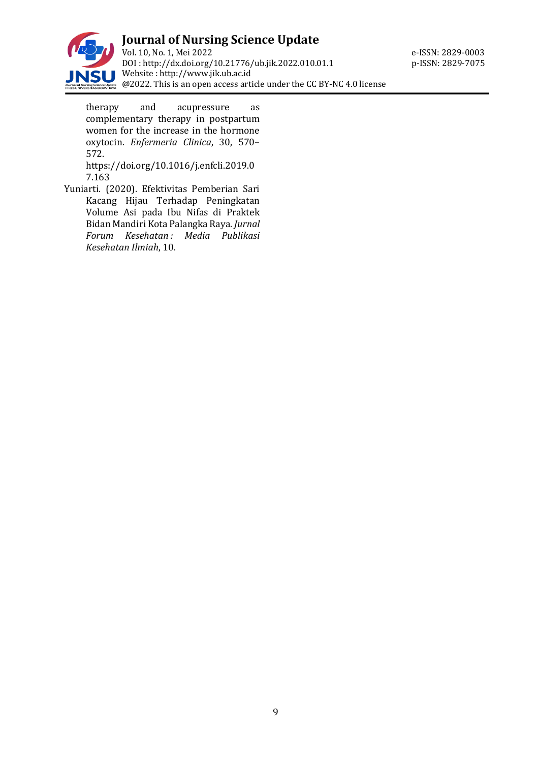therapy and acupressure as complementary therapy in postpartum women for the increase in the hormone oxytocin. *Enfermeria Clinica*, 30, 570–572. https://doi.org/10.1016/j.enfcli.2019.07.163

Yuniarti. (2020). Efektivitas Pemberian Sari Kacang Hijau Terhadap Peningkatan Volume Asi pada Ibu Nifas di Praktek Bidan Mandiri Kota Palangka Raya. *Jurnal Forum Kesehatan : Media Publikasi Kesehatan Ilmiah*, 10.